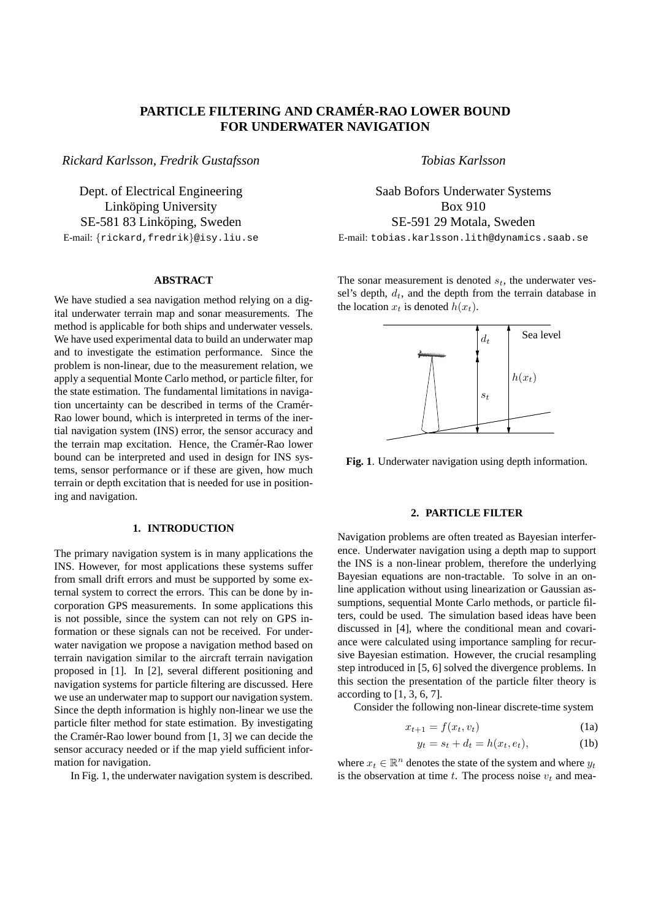# PARTICLE FILTERING AND CRAMÉR-RAO LOWER BOUND FOR UNDERWATER NAVIGATION

*Rickard Karlsson, Fredrik Gustafsson*

Dept. of Electrical Engineering
Linköping University
SE-581 83 Linköping, Sweden
E-mail: {rickard,fredrik}@isy.liu.se

*Tobias Karlsson*

Saab Bofors Underwater Systems
Box 910
SE-591 29 Motala, Sweden
E-mail: tobias.karlsson.lith@dynamics.saab.se

### ABSTRACT

We have studied a sea navigation method relying on a digital underwater terrain map and sonar measurements. The method is applicable for both ships and underwater vessels. We have used experimental data to build an underwater map and to investigate the estimation performance. Since the problem is non-linear, due to the measurement relation, we apply a sequential Monte Carlo method, or particle filter, for the state estimation. The fundamental limitations in navigation uncertainty can be described in terms of the Cramér-Rao lower bound, which is interpreted in terms of the inertial navigation system (INS) error, the sensor accuracy and the terrain map excitation. Hence, the Cramér-Rao lower bound can be interpreted and used in design for INS systems, sensor performance or if these are given, how much terrain or depth excitation that is needed for use in positioning and navigation.

## 1. INTRODUCTION

The primary navigation system is in many applications the INS. However, for most applications these systems suffer from small drift errors and must be supported by some external system to correct the errors. This can be done by incorporation GPS measurements. In some applications this is not possible, since the system can not rely on GPS information or these signals can not be received. For underwater navigation we propose a navigation method based on terrain navigation similar to the aircraft terrain navigation proposed in [1]. In [2], several different positioning and navigation systems for particle filtering are discussed. Here we use an underwater map to support our navigation system. Since the depth information is highly non-linear we use the particle filter method for state estimation. By investigating the Cramér-Rao lower bound from [1, 3] we can decide the sensor accuracy needed or if the map yield sufficient information for navigation.

In Fig. 1, the underwater navigation system is described. The sonar measurement is denoted $s_t$, the underwater vessel's depth, $d_t$, and the depth from the terrain database in the location $x_t$ is denoted $h(x_t)$.

**Fig. 1**. Underwater navigation using depth information.

## 2. PARTICLE FILTER

Navigation problems are often treated as Bayesian interference. Underwater navigation using a depth map to support the INS is a non-linear problem, therefore the underlying Bayesian equations are non-tractable. To solve in an on-line application without using linearization or Gaussian assumptions, sequential Monte Carlo methods, or particle filters, could be used. The simulation based ideas have been discussed in [4], where the conditional mean and covariance were calculated using importance sampling for recursive Bayesian estimation. However, the crucial resampling step introduced in [5, 6] solved the divergence problems. In this section the presentation of the particle filter theory is according to [1, 3, 6, 7].

Consider the following non-linear discrete-time system

$$x_{t+1} = f(x_t, v_t) \tag{1a}$$

$$y_t = s_t + d_t = h(x_t, e_t), \tag{1b}$$

where $x_t \in \mathbb{R}^n$ denotes the state of the system and where $y_t$ is the observation at time $t$. The process noise $v_t$ and mea-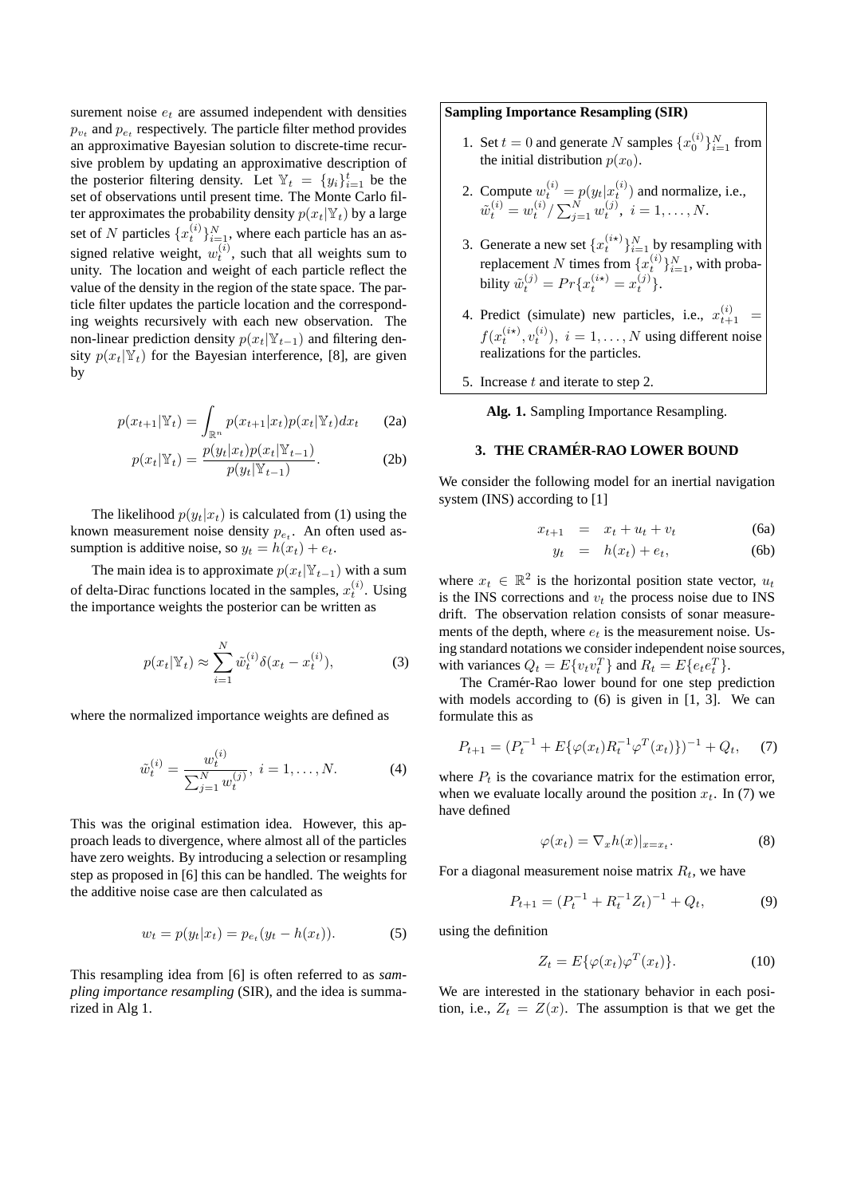surement noise $e_t$ are assumed independent with densities $p_{v_t}$ and $p_{e_t}$ respectively. The particle filter method provides an approximative Bayesian solution to discrete-time recursive problem by updating an approximative description of the posterior filtering density. Let $\mathbb{Y}_t = \{y_i\}_{i=1}^t$ be the set of observations until present time. The Monte Carlo filter approximates the probability density $p(x_t|\mathbb{Y}_t)$ by a large set of $N$ particles $\{x_t^{(i)}\}_{i=1}^N$, where each particle has an assigned relative weight, $w_t^{(i)}$, such that all weights sum to unity. The location and weight of each particle reflect the value of the density in the region of the state space. The particle filter updates the particle location and the corresponding weights recursively with each new observation. The non-linear prediction density $p(x_t|\mathbb{Y}_{t-1})$ and filtering density $p(x_t|\mathbb{Y}_t)$ for the Bayesian interference, [8], are given by

$$p(x_{t+1}|\mathbb{Y}_t) = \int_{\mathbb{R}^n} p(x_{t+1}|x_t)p(x_t|\mathbb{Y}_t)dx_t \tag{2a}$$

$$p(x_t|\mathbb{Y}_t) = \frac{p(y_t|x_t)p(x_t|\mathbb{Y}_{t-1})}{p(y_t|\mathbb{Y}_{t-1})}. \tag{2b}$$

The likelihood $p(y_t|x_t)$ is calculated from (1) using the known measurement noise density $p_{e_t}$. An often used assumption is additive noise, so $y_t = h(x_t) + e_t$.

The main idea is to approximate $p(x_t|\mathbb{Y}_{t-1})$ with a sum of delta-Dirac functions located in the samples, $x_t^{(i)}$. Using the importance weights the posterior can be written as

$$p(x_t|\mathbb{Y}_t) \approx \sum_{i=1}^{N} \tilde{w}_t^{(i)} \delta(x_t - x_t^{(i)}), \tag{3}$$

where the normalized importance weights are defined as

$$\tilde{w}_t^{(i)} = \frac{w_t^{(i)}}{\sum_{j=1}^N w_t^{(j)}}, \; i = 1, \dots, N. \tag{4}$$

This was the original estimation idea. However, this approach leads to divergence, where almost all of the particles have zero weights. By introducing a selection or resampling step as proposed in [6] this can be handled. The weights for the additive noise case are then calculated as

$$w_t = p(y_t|x_t) = p_{e_t}(y_t - h(x_t)). \tag{5}$$

This resampling idea from [6] is often referred to as *sampling importance resampling* (SIR), and the idea is summarized in Alg 1.

**Sampling Importance Resampling (SIR)**

1. Set $t = 0$ and generate $N$ samples $\{x_0^{(i)}\}_{i=1}^N$ from the initial distribution $p(x_0)$.
2. Compute $w_t^{(i)} = p(y_t|x_t^{(i)})$ and normalize, i.e., $\tilde{w}_t^{(i)} = w_t^{(i)} / \sum_{j=1}^N w_t^{(j)}, \; i = 1, \dots, N$.
3. Generate a new set $\{x_t^{(i\star)}\}_{i=1}^N$ by resampling with replacement $N$ times from $\{x_t^{(i)}\}_{i=1}^N$, with probability $\tilde{w}_t^{(j)} = Pr\{x_t^{(i\star)} = x_t^{(j)}\}$.
4. Predict (simulate) new particles, i.e., $x_{t+1}^{(i)} = f(x_t^{(i\star)}, v_t^{(i)}), \; i = 1, \dots, N$ using different noise realizations for the particles.
5. Increase $t$ and iterate to step 2.

**Alg. 1.** Sampling Importance Resampling.

## 3. THE CRAMÉR-RAO LOWER BOUND

We consider the following model for an inertial navigation system (INS) according to [1]

$$x_{t+1} = x_t + u_t + v_t \tag{6a}$$

$$y_t = h(x_t) + e_t, \tag{6b}$$

where $x_t \in \mathbb{R}^2$ is the horizontal position state vector, $u_t$ is the INS corrections and $v_t$ the process noise due to INS drift. The observation relation consists of sonar measurements of the depth, where $e_t$ is the measurement noise. Using standard notations we consider independent noise sources, with variances $Q_t = E\{v_t v_t^T\}$ and $R_t = E\{e_t e_t^T\}$.

The Cramér-Rao lower bound for one step prediction with models according to (6) is given in [1, 3]. We can formulate this as

$$P_{t+1} = (P_t^{-1} + E\{\varphi(x_t)R_t^{-1}\varphi^T(x_t)\})^{-1} + Q_t, \tag{7}$$

where $P_t$ is the covariance matrix for the estimation error, when we evaluate locally around the position $x_t$. In (7) we have defined

$$\varphi(x_t) = \nabla_x h(x)|_{x=x_t}. \tag{8}$$

For a diagonal measurement noise matrix $R_t$, we have

$$P_{t+1} = (P_t^{-1} + R_t^{-1} Z_t)^{-1} + Q_t, \tag{9}$$

using the definition

$$Z_t = E\{\varphi(x_t)\varphi^T(x_t)\}. \tag{10}$$

We are interested in the stationary behavior in each position, i.e., $Z_t = Z(x)$. The assumption is that we get the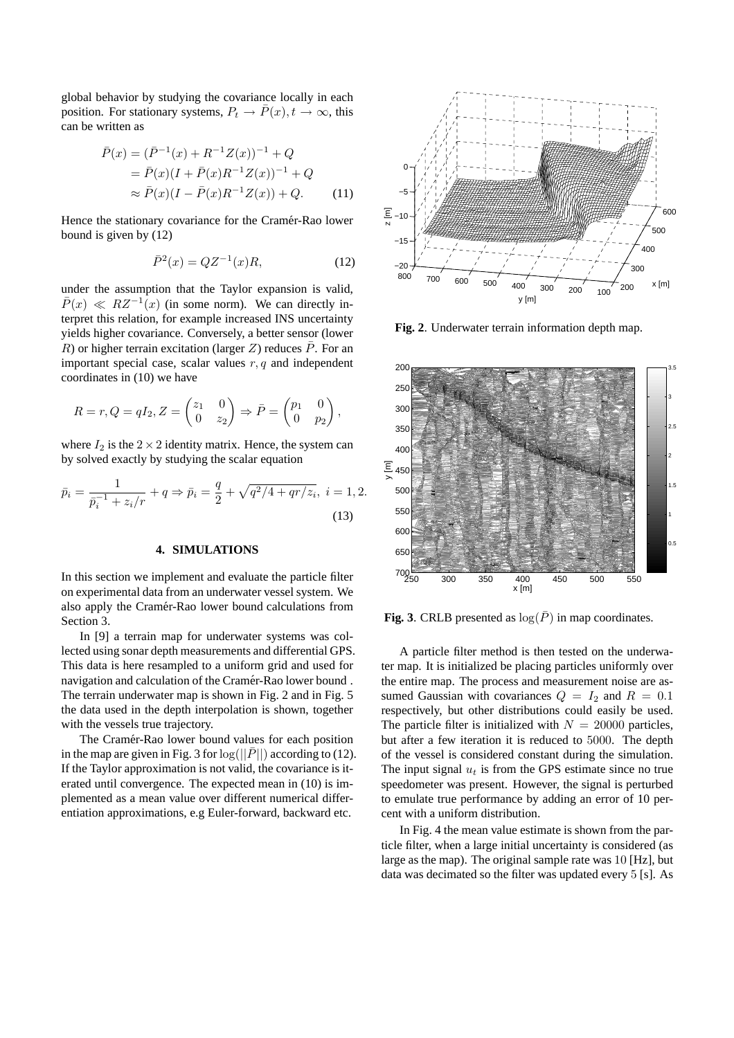global behavior by studying the covariance locally in each position. For stationary systems, $P_t \to \bar{P}(x), t \to \infty$, this can be written as

$$
\begin{aligned}
\bar{P}(x) &= (\bar{P}^{-1}(x) + R^{-1}Z(x))^{-1} + Q \\
&= \bar{P}(x)(I + \bar{P}(x)R^{-1}Z(x))^{-1} + Q \\
&\approx \bar{P}(x)(I - \bar{P}(x)R^{-1}Z(x)) + Q. \qquad (11)
\end{aligned}
$$

Hence the stationary covariance for the Cramér-Rao lower bound is given by (12)

$$
\bar{P}^2(x) = QZ^{-1}(x)R, \qquad (12)
$$

under the assumption that the Taylor expansion is valid, $\bar{P}(x) \ll RZ^{-1}(x)$ (in some norm). We can directly interpret this relation, for example increased INS uncertainty yields higher covariance. Conversely, a better sensor (lower $R$) or higher terrain excitation (larger $Z$) reduces $\bar{P}$. For an important special case, scalar values $r, q$ and independent coordinates in (10) we have

$$
R = r, Q = qI_2, Z = \begin{pmatrix} z_1 & 0 \\ 0 & z_2 \end{pmatrix} \Rightarrow \bar{P} = \begin{pmatrix} p_1 & 0 \\ 0 & p_2 \end{pmatrix},
$$

where $I_2$ is the $2 \times 2$ identity matrix. Hence, the system can by solved exactly by studying the scalar equation

$$
\bar{p}_i = \frac{1}{\bar{p}_i^{-1} + z_i/r} + q \Rightarrow \bar{p}_i = \frac{q}{2} + \sqrt{q^2/4 + qr/z_i}, \ i = 1, 2. \qquad (13)
$$

## 4. SIMULATIONS

In this section we implement and evaluate the particle filter on experimental data from an underwater vessel system. We also apply the Cramér-Rao lower bound calculations from Section 3.

In [9] a terrain map for underwater systems was collected using sonar depth measurements and differential GPS. This data is here resampled to a uniform grid and used for navigation and calculation of the Cramér-Rao lower bound . The terrain underwater map is shown in Fig. 2 and in Fig. 5 the data used in the depth interpolation is shown, together with the vessels true trajectory.

The Cramér-Rao lower bound values for each position in the map are given in Fig. 3 for $\log(||\bar{P}||)$ according to (12). If the Taylor approximation is not valid, the covariance is iterated until convergence. The expected mean in (10) is implemented as a mean value over different numerical differentiation approximations, e.g Euler-forward, backward etc.

**Fig. 2**. Underwater terrain information depth map.

**Fig. 3**. CRLB presented as $\log(\bar{P})$ in map coordinates.

A particle filter method is then tested on the underwater map. It is initialized be placing particles uniformly over the entire map. The process and measurement noise are assumed Gaussian with covariances $Q = I_2$ and $R = 0.1$ respectively, but other distributions could easily be used. The particle filter is initialized with $N = 20000$ particles, but after a few iteration it is reduced to $5000$. The depth of the vessel is considered constant during the simulation. The input signal $u_t$ is from the GPS estimate since no true speedometer was present. However, the signal is perturbed to emulate true performance by adding an error of 10 percent with a uniform distribution.

In Fig. 4 the mean value estimate is shown from the particle filter, when a large initial uncertainty is considered (as large as the map). The original sample rate was $10$ [Hz], but data was decimated so the filter was updated every $5$ [s]. As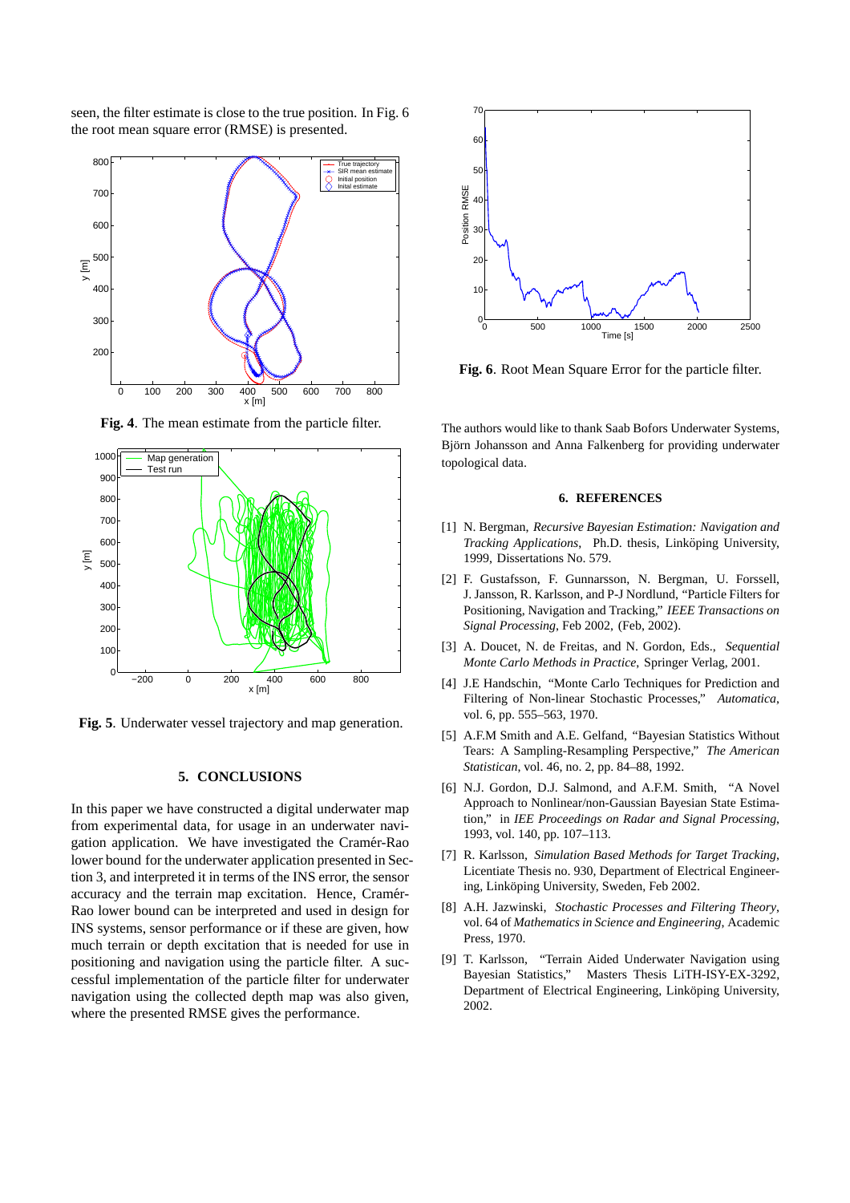seen, the filter estimate is close to the true position. In Fig. 6 the root mean square error (RMSE) is presented.

800
700
600
500
400
300
200
y [m]
0 100 200 300 400 500 600 700 800
x [m]
True trajectory
SIR mean estimate
Initial position
Inital estimate

**Fig. 4**. The mean estimate from the particle filter.

1000
900
800
700
600
500
400
300
200
100
0
y [m]
−200 0 200 400 600 800
x [m]
Map generation
Test run

**Fig. 5**. Underwater vessel trajectory and map generation.

## 5. CONCLUSIONS

In this paper we have constructed a digital underwater map from experimental data, for usage in an underwater navigation application. We have investigated the Cramér-Rao lower bound for the underwater application presented in Section 3, and interpreted it in terms of the INS error, the sensor accuracy and the terrain map excitation. Hence, Cramér-Rao lower bound can be interpreted and used in design for INS systems, sensor performance or if these are given, how much terrain or depth excitation that is needed for use in positioning and navigation using the particle filter. A successful implementation of the particle filter for underwater navigation using the collected depth map was also given, where the presented RMSE gives the performance.

70
60
50
40
30
20
10
0
Position RMSE
0 500 1000 1500 2000 2500
Time [s]

**Fig. 6**. Root Mean Square Error for the particle filter.

The authors would like to thank Saab Bofors Underwater Systems, Björn Johansson and Anna Falkenberg for providing underwater topological data.

## 6. REFERENCES

[1] N. Bergman, *Recursive Bayesian Estimation: Navigation and Tracking Applications*, Ph.D. thesis, Linköping University, 1999, Dissertations No. 579.

[2] F. Gustafsson, F. Gunnarsson, N. Bergman, U. Forssell, J. Jansson, R. Karlsson, and P-J Nordlund, "Particle Filters for Positioning, Navigation and Tracking," *IEEE Transactions on Signal Processing*, Feb 2002, (Feb, 2002).

[3] A. Doucet, N. de Freitas, and N. Gordon, Eds., *Sequential Monte Carlo Methods in Practice*, Springer Verlag, 2001.

[4] J.E Handschin, "Monte Carlo Techniques for Prediction and Filtering of Non-linear Stochastic Processes," *Automatica*, vol. 6, pp. 555–563, 1970.

[5] A.F.M Smith and A.E. Gelfand, "Bayesian Statistics Without Tears: A Sampling-Resampling Perspective," *The American Statistican*, vol. 46, no. 2, pp. 84–88, 1992.

[6] N.J. Gordon, D.J. Salmond, and A.F.M. Smith, "A Novel Approach to Nonlinear/non-Gaussian Bayesian State Estimation," in *IEE Proceedings on Radar and Signal Processing*, 1993, vol. 140, pp. 107–113.

[7] R. Karlsson, *Simulation Based Methods for Target Tracking*, Licentiate Thesis no. 930, Department of Electrical Engineering, Linköping University, Sweden, Feb 2002.

[8] A.H. Jazwinski, *Stochastic Processes and Filtering Theory*, vol. 64 of *Mathematics in Science and Engineering*, Academic Press, 1970.

[9] T. Karlsson, "Terrain Aided Underwater Navigation using Bayesian Statistics," Masters Thesis LiTH-ISY-EX-3292, Department of Electrical Engineering, Linköping University, 2002.